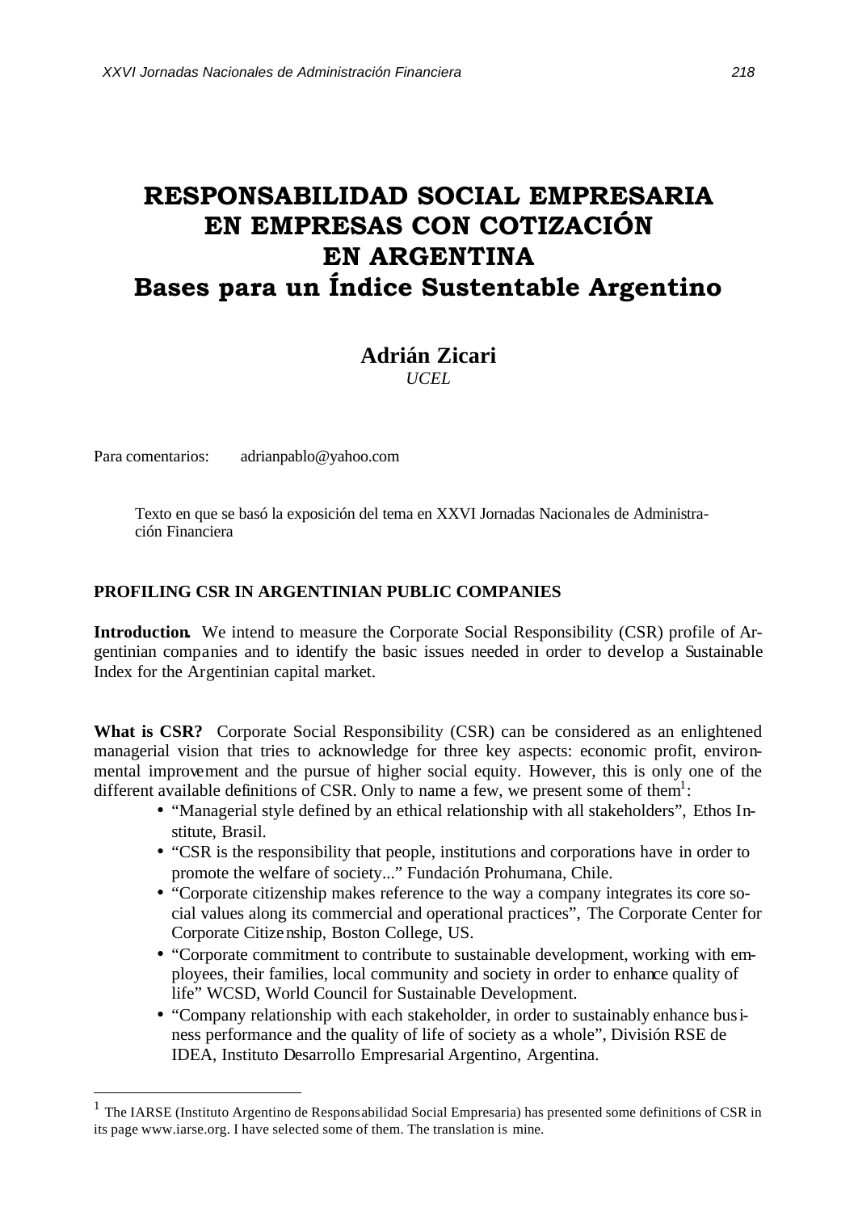# RESPONSABILIDAD SOCIAL EMPRESARIA EN EMPRESAS CON COTIZACIÓN EN ARGENTINA
## Bases para un Índice Sustentable Argentino

**Adrián Zicari**
*UCEL*

Para comentarios: adrianpablo@yahoo.com

Texto en que se basó la exposición del tema en XXVI Jornadas Nacionales de Administración Financiera

### PROFILING CSR IN ARGENTINIAN PUBLIC COMPANIES

**Introduction.** We intend to measure the Corporate Social Responsibility (CSR) profile of Argentinian companies and to identify the basic issues needed in order to develop a Sustainable Index for the Argentinian capital market.

**What is CSR?** Corporate Social Responsibility (CSR) can be considered as an enlightened managerial vision that tries to acknowledge for three key aspects: economic profit, environmental improvement and the pursue of higher social equity. However, this is only one of the different available definitions of CSR. Only to name a few, we present some of them[1]:

- "Managerial style defined by an ethical relationship with all stakeholders", Ethos Institute, Brasil.
- "CSR is the responsibility that people, institutions and corporations have in order to promote the welfare of society..." Fundación Prohumana, Chile.
- "Corporate citizenship makes reference to the way a company integrates its core social values along its commercial and operational practices", The Corporate Center for Corporate Citizenship, Boston College, US.
- "Corporate commitment to contribute to sustainable development, working with employees, their families, local community and society in order to enhance quality of life" WCSD, World Council for Sustainable Development.
- "Company relationship with each stakeholder, in order to sustainably enhance business performance and the quality of life of society as a whole", División RSE de IDEA, Instituto Desarrollo Empresarial Argentino, Argentina.

---

[1] The IARSE (Instituto Argentino de Responsabilidad Social Empresaria) has presented some definitions of CSR in its page www.iarse.org. I have selected some of them. The translation is mine.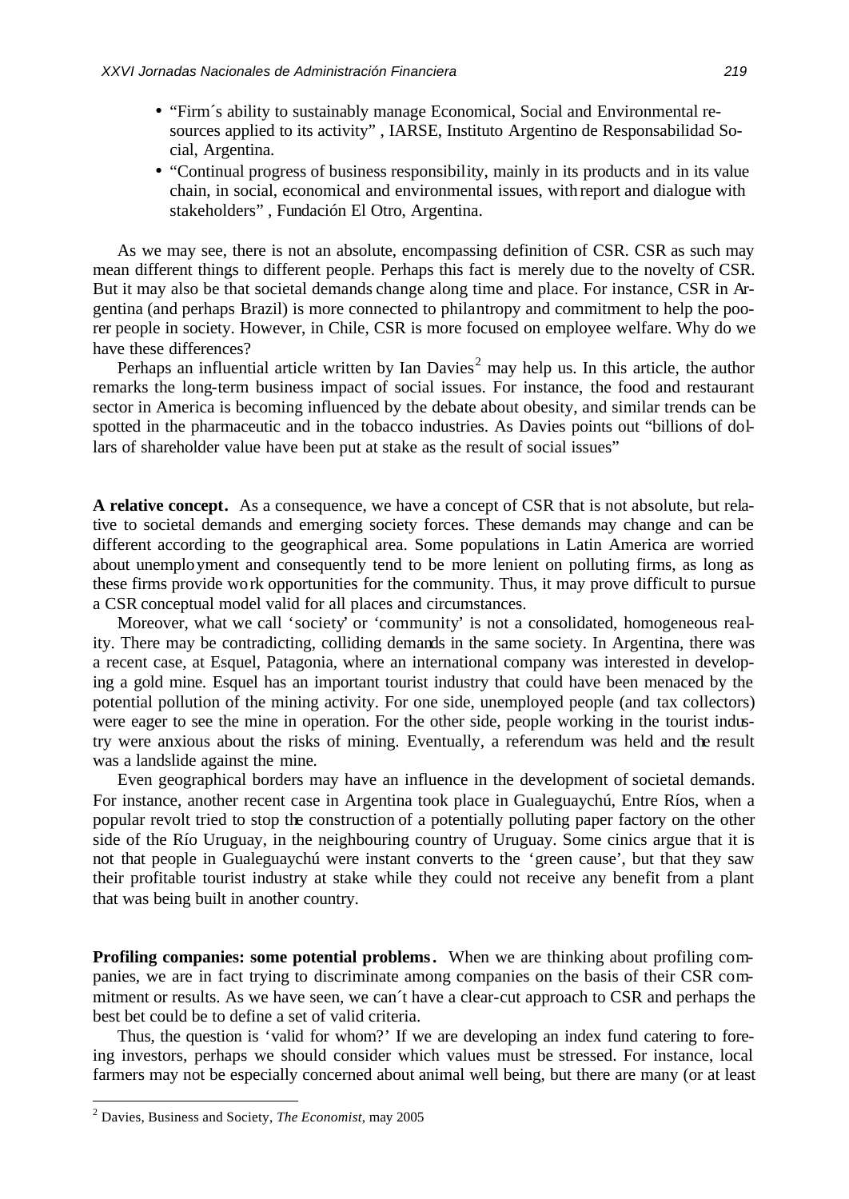- "Firm´s ability to sustainably manage Economical, Social and Environmental resources applied to its activity" , IARSE, Instituto Argentino de Responsabilidad Social, Argentina.
- "Continual progress of business responsibility, mainly in its products and in its value chain, in social, economical and environmental issues, with report and dialogue with stakeholders" , Fundación El Otro, Argentina.

As we may see, there is not an absolute, encompassing definition of CSR. CSR as such may mean different things to different people. Perhaps this fact is merely due to the novelty of CSR. But it may also be that societal demands change along time and place. For instance, CSR in Argentina (and perhaps Brazil) is more connected to philantropy and commitment to help the poorer people in society. However, in Chile, CSR is more focused on employee welfare. Why do we have these differences?

Perhaps an influential article written by Ian Davies[2] may help us. In this article, the author remarks the long-term business impact of social issues. For instance, the food and restaurant sector in America is becoming influenced by the debate about obesity, and similar trends can be spotted in the pharmaceutic and in the tobacco industries. As Davies points out "billions of dollars of shareholder value have been put at stake as the result of social issues"

**A relative concept.** As a consequence, we have a concept of CSR that is not absolute, but relative to societal demands and emerging society forces. These demands may change and can be different according to the geographical area. Some populations in Latin America are worried about unemployment and consequently tend to be more lenient on polluting firms, as long as these firms provide work opportunities for the community. Thus, it may prove difficult to pursue a CSR conceptual model valid for all places and circumstances.

Moreover, what we call 'society' or 'community' is not a consolidated, homogeneous reality. There may be contradicting, colliding demands in the same society. In Argentina, there was a recent case, at Esquel, Patagonia, where an international company was interested in developing a gold mine. Esquel has an important tourist industry that could have been menaced by the potential pollution of the mining activity. For one side, unemployed people (and tax collectors) were eager to see the mine in operation. For the other side, people working in the tourist industry were anxious about the risks of mining. Eventually, a referendum was held and the result was a landslide against the mine.

Even geographical borders may have an influence in the development of societal demands. For instance, another recent case in Argentina took place in Gualeguaychú, Entre Ríos, when a popular revolt tried to stop the construction of a potentially polluting paper factory on the other side of the Río Uruguay, in the neighbouring country of Uruguay. Some cinics argue that it is not that people in Gualeguaychú were instant converts to the 'green cause', but that they saw their profitable tourist industry at stake while they could not receive any benefit from a plant that was being built in another country.

**Profiling companies: some potential problems.** When we are thinking about profiling companies, we are in fact trying to discriminate among companies on the basis of their CSR commitment or results. As we have seen, we can´t have a clear-cut approach to CSR and perhaps the best bet could be to define a set of valid criteria.

Thus, the question is 'valid for whom?' If we are developing an index fund catering to foreing investors, perhaps we should consider which values must be stressed. For instance, local farmers may not be especially concerned about animal well being, but there are many (or at least

[2] Davies, Business and Society, *The Economist*, may 2005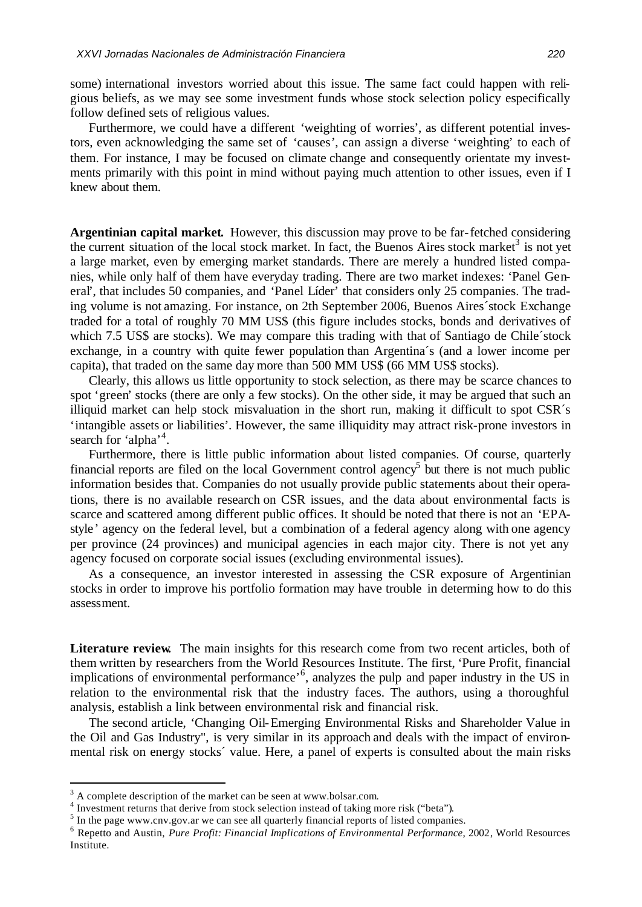some) international investors worried about this issue. The same fact could happen with religious beliefs, as we may see some investment funds whose stock selection policy especifically follow defined sets of religious values.

Furthermore, we could have a different 'weighting of worries', as different potential investors, even acknowledging the same set of 'causes', can assign a diverse 'weighting' to each of them. For instance, I may be focused on climate change and consequently orientate my investments primarily with this point in mind without paying much attention to other issues, even if I knew about them.

**Argentinian capital market.** However, this discussion may prove to be far-fetched considering the current situation of the local stock market. In fact, the Buenos Aires stock market[3] is not yet a large market, even by emerging market standards. There are merely a hundred listed companies, while only half of them have everyday trading. There are two market indexes: 'Panel General', that includes 50 companies, and 'Panel Líder' that considers only 25 companies. The trading volume is not amazing. For instance, on 2th September 2006, Buenos Aires´stock Exchange traded for a total of roughly 70 MM US$ (this figure includes stocks, bonds and derivatives of which 7.5 US$ are stocks). We may compare this trading with that of Santiago de Chile´stock exchange, in a country with quite fewer population than Argentina´s (and a lower income per capita), that traded on the same day more than 500 MM US$ (66 MM US$ stocks).

Clearly, this allows us little opportunity to stock selection, as there may be scarce chances to spot 'green' stocks (there are only a few stocks). On the other side, it may be argued that such an illiquid market can help stock misvaluation in the short run, making it difficult to spot CSR´s 'intangible assets or liabilities'. However, the same illiquidity may attract risk-prone investors in search for 'alpha'[4].

Furthermore, there is little public information about listed companies. Of course, quarterly financial reports are filed on the local Government control agency[5] but there is not much public information besides that. Companies do not usually provide public statements about their operations, there is no available research on CSR issues, and the data about environmental facts is scarce and scattered among different public offices. It should be noted that there is not an 'EPA-style' agency on the federal level, but a combination of a federal agency along with one agency per province (24 provinces) and municipal agencies in each major city. There is not yet any agency focused on corporate social issues (excluding environmental issues).

As a consequence, an investor interested in assessing the CSR exposure of Argentinian stocks in order to improve his portfolio formation may have trouble in determing how to do this assessment.

**Literature review.** The main insights for this research come from two recent articles, both of them written by researchers from the World Resources Institute. The first, 'Pure Profit, financial implications of environmental performance'[6], analyzes the pulp and paper industry in the US in relation to the environmental risk that the industry faces. The authors, using a thoroughful analysis, establish a link between environmental risk and financial risk.

The second article, 'Changing Oil-Emerging Environmental Risks and Shareholder Value in the Oil and Gas Industry", is very similar in its approach and deals with the impact of environmental risk on energy stocks´ value. Here, a panel of experts is consulted about the main risks

---

[3] A complete description of the market can be seen at www.bolsar.com.

[4] Investment returns that derive from stock selection instead of taking more risk ("beta").

[5] In the page www.cnv.gov.ar we can see all quarterly financial reports of listed companies.

[6] Repetto and Austin, *Pure Profit: Financial Implications of Environmental Performance*, 2002, World Resources Institute.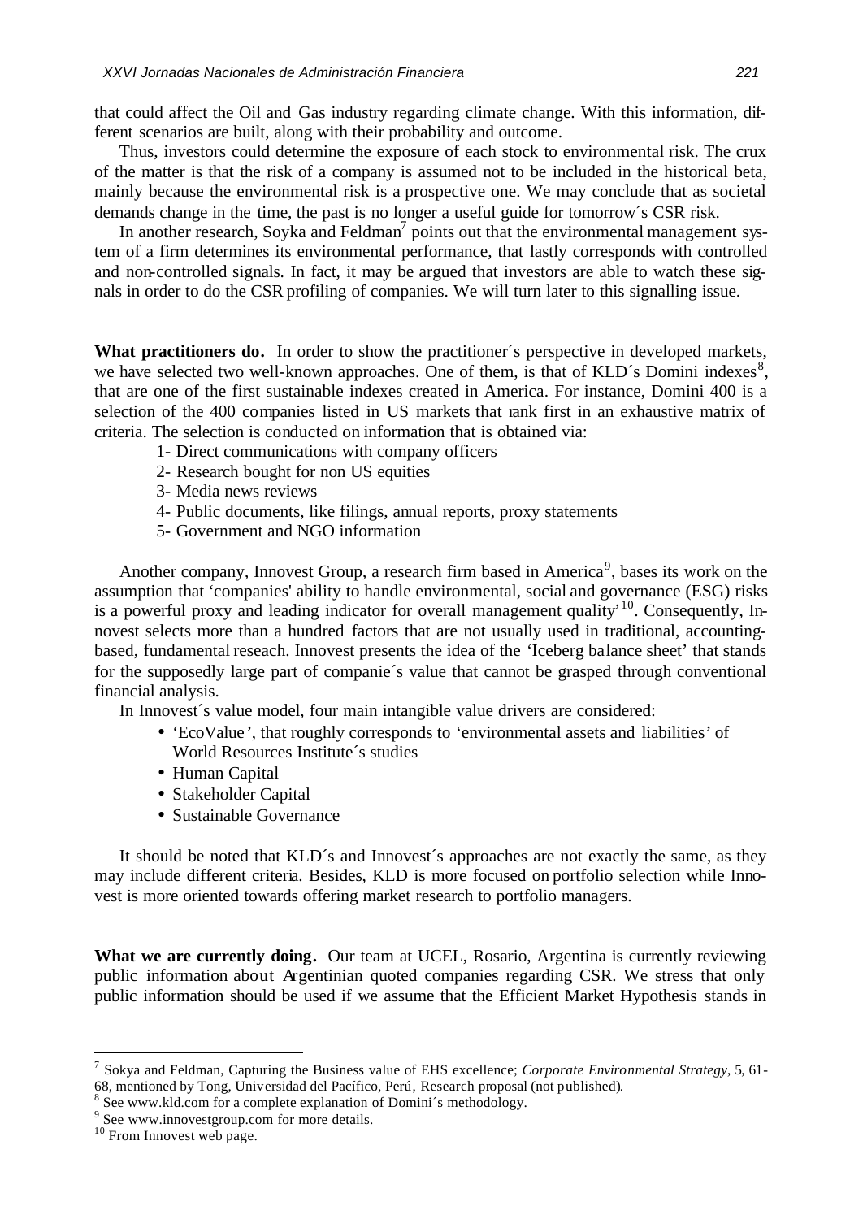that could affect the Oil and Gas industry regarding climate change. With this information, different scenarios are built, along with their probability and outcome.

Thus, investors could determine the exposure of each stock to environmental risk. The crux of the matter is that the risk of a company is assumed not to be included in the historical beta, mainly because the environmental risk is a prospective one. We may conclude that as societal demands change in the time, the past is no longer a useful guide for tomorrow´s CSR risk.

In another research, Soyka and Feldman[7] points out that the environmental management system of a firm determines its environmental performance, that lastly corresponds with controlled and non-controlled signals. In fact, it may be argued that investors are able to watch these signals in order to do the CSR profiling of companies. We will turn later to this signalling issue.

**What practitioners do.** In order to show the practitioner´s perspective in developed markets, we have selected two well-known approaches. One of them, is that of KLD´s Domini indexes[8], that are one of the first sustainable indexes created in America. For instance, Domini 400 is a selection of the 400 companies listed in US markets that rank first in an exhaustive matrix of criteria. The selection is conducted on information that is obtained via:

1- Direct communications with company officers
2- Research bought for non US equities
3- Media news reviews
4- Public documents, like filings, annual reports, proxy statements
5- Government and NGO information

Another company, Innovest Group, a research firm based in America[9], bases its work on the assumption that 'companies' ability to handle environmental, social and governance (ESG) risks is a powerful proxy and leading indicator for overall management quality'[10]. Consequently, Innovest selects more than a hundred factors that are not usually used in traditional, accounting-based, fundamental reseach. Innovest presents the idea of the 'Iceberg balance sheet' that stands for the supposedly large part of companie´s value that cannot be grasped through conventional financial analysis.

In Innovest´s value model, four main intangible value drivers are considered:

- 'EcoValue', that roughly corresponds to 'environmental assets and liabilities' of World Resources Institute´s studies
- Human Capital
- Stakeholder Capital
- Sustainable Governance

It should be noted that KLD´s and Innovest´s approaches are not exactly the same, as they may include different criteria. Besides, KLD is more focused on portfolio selection while Innovest is more oriented towards offering market research to portfolio managers.

**What we are currently doing.** Our team at UCEL, Rosario, Argentina is currently reviewing public information about Argentinian quoted companies regarding CSR. We stress that only public information should be used if we assume that the Efficient Market Hypothesis stands in

---

[7] Sokya and Feldman, Capturing the Business value of EHS excellence; *Corporate Environmental Strategy*, 5, 61-68, mentioned by Tong, Universidad del Pacífico, Perú, Research proposal (not published).

[8] See www.kld.com for a complete explanation of Domini´s methodology.

[9] See www.innovestgroup.com for more details.

[10] From Innovest web page.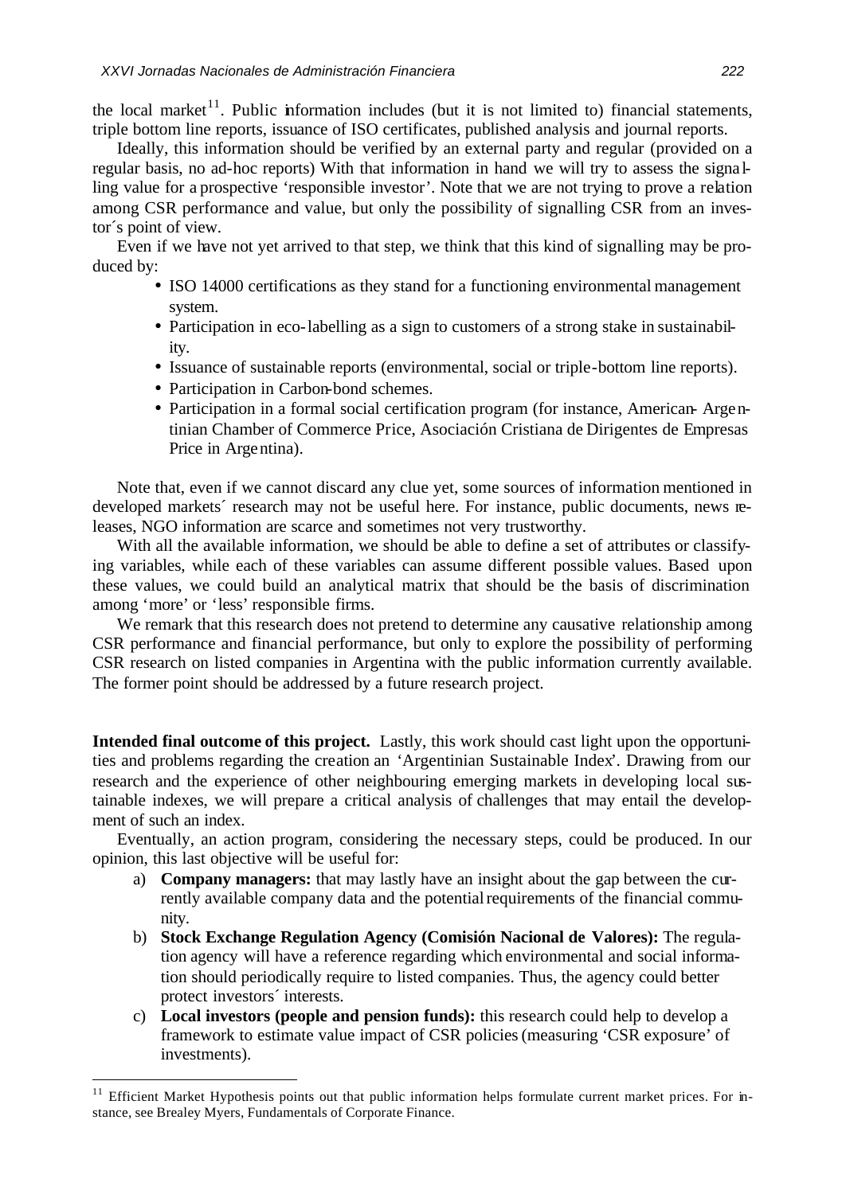the local market[11]. Public information includes (but it is not limited to) financial statements, triple bottom line reports, issuance of ISO certificates, published analysis and journal reports.

Ideally, this information should be verified by an external party and regular (provided on a regular basis, no ad-hoc reports) With that information in hand we will try to assess the signalling value for a prospective 'responsible investor'. Note that we are not trying to prove a relation among CSR performance and value, but only the possibility of signalling CSR from an investor´s point of view.

Even if we have not yet arrived to that step, we think that this kind of signalling may be produced by:

- ISO 14000 certifications as they stand for a functioning environmental management system.
- Participation in eco-labelling as a sign to customers of a strong stake in sustainability.
- Issuance of sustainable reports (environmental, social or triple-bottom line reports).
- Participation in Carbon-bond schemes.
- Participation in a formal social certification program (for instance, American- Argentinian Chamber of Commerce Price, Asociación Cristiana de Dirigentes de Empresas Price in Argentina).

Note that, even if we cannot discard any clue yet, some sources of information mentioned in developed markets´ research may not be useful here. For instance, public documents, news releases, NGO information are scarce and sometimes not very trustworthy.

With all the available information, we should be able to define a set of attributes or classifying variables, while each of these variables can assume different possible values. Based upon these values, we could build an analytical matrix that should be the basis of discrimination among 'more' or 'less' responsible firms.

We remark that this research does not pretend to determine any causative relationship among CSR performance and financial performance, but only to explore the possibility of performing CSR research on listed companies in Argentina with the public information currently available. The former point should be addressed by a future research project.

**Intended final outcome of this project.** Lastly, this work should cast light upon the opportunities and problems regarding the creation an 'Argentinian Sustainable Index'. Drawing from our research and the experience of other neighbouring emerging markets in developing local sustainable indexes, we will prepare a critical analysis of challenges that may entail the development of such an index.

Eventually, an action program, considering the necessary steps, could be produced. In our opinion, this last objective will be useful for:

a) **Company managers:** that may lastly have an insight about the gap between the currently available company data and the potential requirements of the financial community.
b) **Stock Exchange Regulation Agency (Comisión Nacional de Valores):** The regulation agency will have a reference regarding which environmental and social information should periodically require to listed companies. Thus, the agency could better protect investors´ interests.
c) **Local investors (people and pension funds):** this research could help to develop a framework to estimate value impact of CSR policies (measuring 'CSR exposure' of investments).

[11] Efficient Market Hypothesis points out that public information helps formulate current market prices. For instance, see Brealey Myers, Fundamentals of Corporate Finance.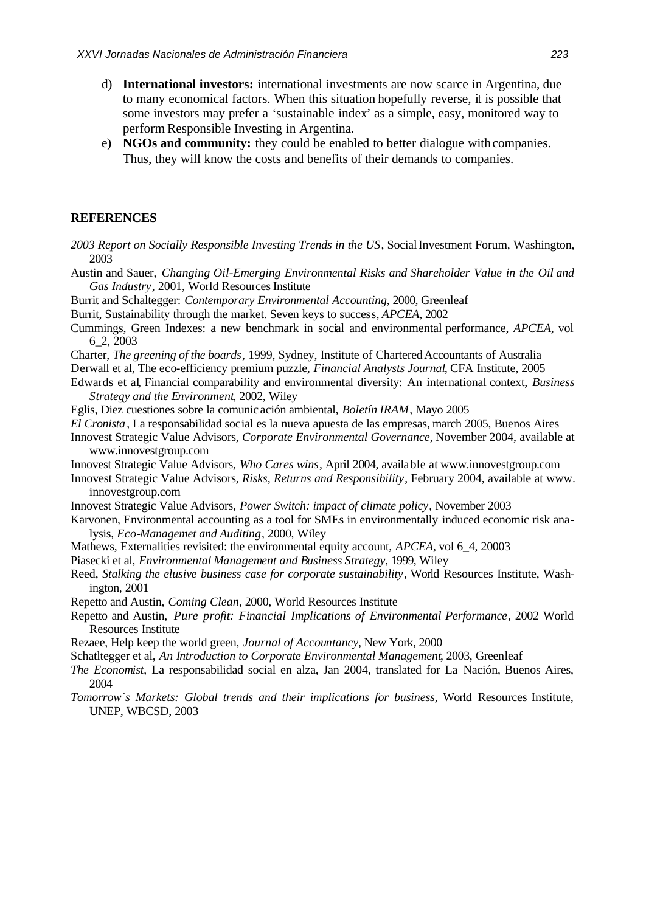d) **International investors:** international investments are now scarce in Argentina, due to many economical factors. When this situation hopefully reverse, it is possible that some investors may prefer a 'sustainable index' as a simple, easy, monitored way to perform Responsible Investing in Argentina.

e) **NGOs and community:** they could be enabled to better dialogue with companies. Thus, they will know the costs and benefits of their demands to companies.

## REFERENCES

*2003 Report on Socially Responsible Investing Trends in the US*, Social Investment Forum, Washington, 2003

Austin and Sauer, *Changing Oil-Emerging Environmental Risks and Shareholder Value in the Oil and Gas Industry*, 2001, World Resources Institute

Burrit and Schaltegger: *Contemporary Environmental Accounting*, 2000, Greenleaf

Burrit, Sustainability through the market. Seven keys to success, *APCEA*, 2002

Cummings, Green Indexes: a new benchmark in social and environmental performance, *APCEA*, vol 6_2, 2003

Charter, *The greening of the boards*, 1999, Sydney, Institute of Chartered Accountants of Australia

Derwall et al, The eco-efficiency premium puzzle, *Financial Analysts Journal*, CFA Institute, 2005

Edwards et al, Financial comparability and environmental diversity: An international context, *Business Strategy and the Environment*, 2002, Wiley

Eglis, Diez cuestiones sobre la comunicación ambiental, *Boletín IRAM*, Mayo 2005

*El Cronista*, La responsabilidad social es la nueva apuesta de las empresas, march 2005, Buenos Aires

Innovest Strategic Value Advisors, *Corporate Environmental Governance*, November 2004, available at www.innovestgroup.com

Innovest Strategic Value Advisors, *Who Cares wins*, April 2004, available at www.innovestgroup.com

Innovest Strategic Value Advisors, *Risks, Returns and Responsibility*, February 2004, available at www.innovestgroup.com

Innovest Strategic Value Advisors, *Power Switch: impact of climate policy*, November 2003

Karvonen, Environmental accounting as a tool for SMEs in environmentally induced economic risk analysis, *Eco-Managemet and Auditing*, 2000, Wiley

Mathews, Externalities revisited: the environmental equity account, *APCEA*, vol 6_4, 20003

Piasecki et al, *Environmental Management and Business Strategy*, 1999, Wiley

Reed, *Stalking the elusive business case for corporate sustainability*, World Resources Institute, Washington, 2001

Repetto and Austin, *Coming Clean*, 2000, World Resources Institute

Repetto and Austin, *Pure profit: Financial Implications of Environmental Performance*, 2002 World Resources Institute

Rezaee, Help keep the world green, *Journal of Accountancy*, New York, 2000

Schatltegger et al, *An Introduction to Corporate Environmental Management*, 2003, Greenleaf

*The Economist*, La responsabilidad social en alza, Jan 2004, translated for La Nación, Buenos Aires, 2004

*Tomorrow´s Markets: Global trends and their implications for business*, World Resources Institute, UNEP, WBCSD, 2003